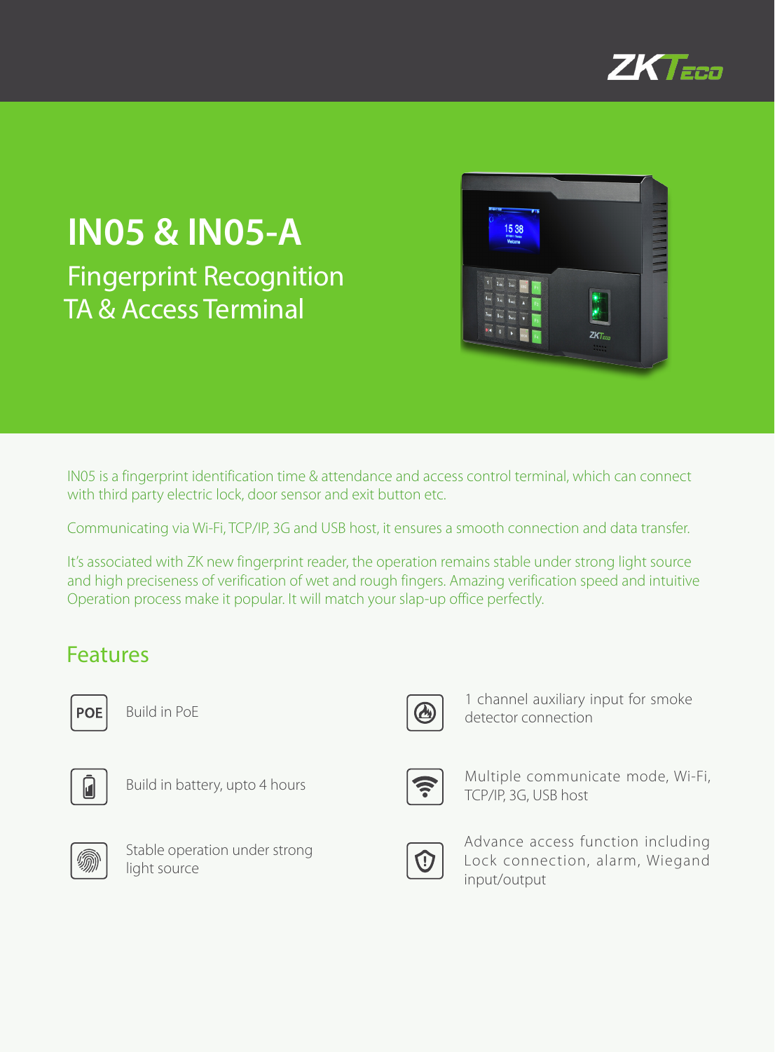# IN05 & IN05-A

## Fingerprint Recognition TA & Access Terminal

IN05 is a fingerprint identification time & attendance and access control terminal, which can connect with third party electric lock, door sensor and exit button etc.

Communicating via Wi-Fi, TCP/IP, 3G and USB host, it ensures a smooth connection and data transfer.

It's associated with ZK new fingerprint reader, the operation remains stable under strong light source and high preciseness of verification of wet and rough fingers. Amazing verification speed and intuitive Operation process make it popular. It will match your slap-up office perfectly.

## Features

- Build in PoE
- Build in battery, upto 4 hours
- Stable operation under strong light source
- 1 channel auxiliary input for smoke detector connection
- Multiple communicate mode, Wi-Fi, TCP/IP, 3G, USB host
- Advance access function including Lock connection, alarm, Wiegand input/output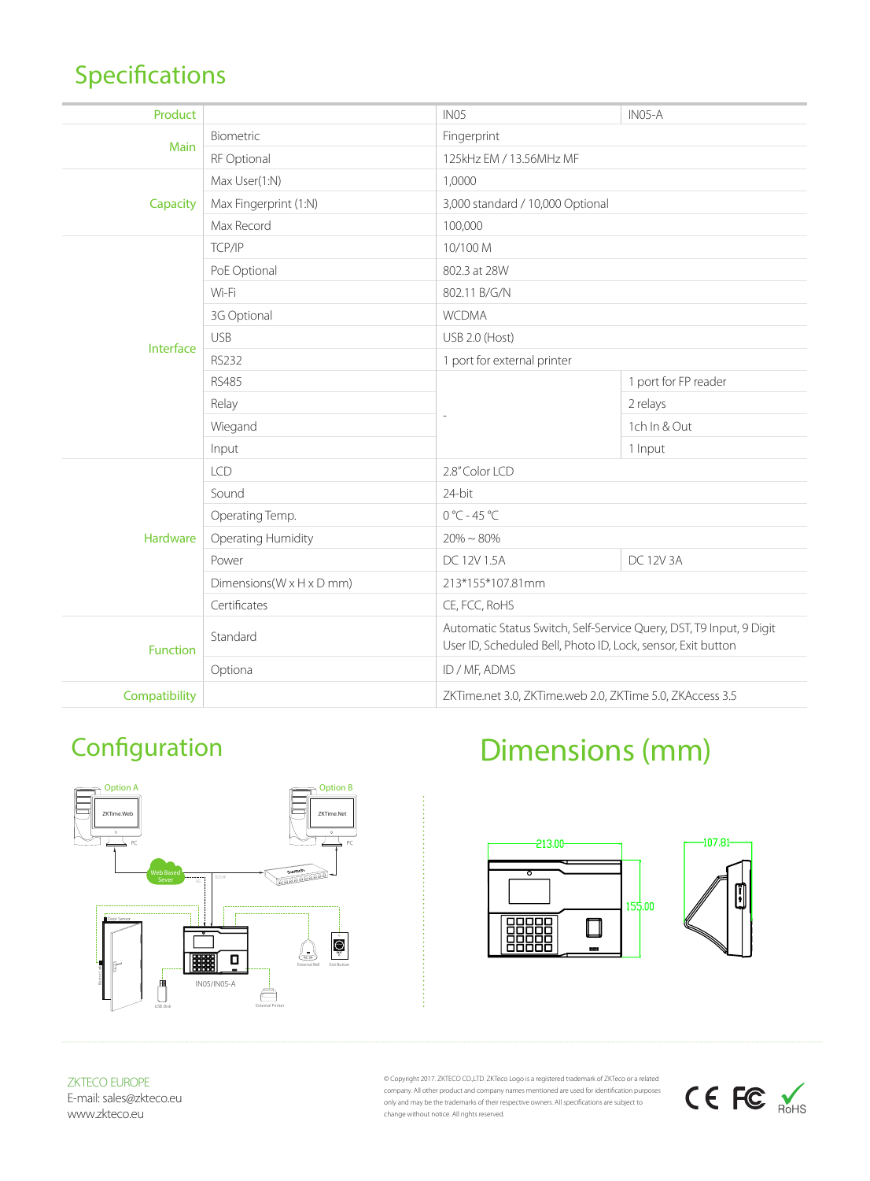## Specifications

| Product | | IN05 | IN05-A |
|---|---|---|---|
| Main | Biometric | Fingerprint | |
| | RF Optional | 125kHz EM / 13.56MHz MF | |
| Capacity | Max User(1:N) | 1,0000 | |
| | Max Fingerprint (1:N) | 3,000 standard / 10,000 Optional | |
| | Max Record | 100,000 | |
| Interface | TCP/IP | 10/100 M | |
| | PoE Optional | 802.3 at 28W | |
| | Wi-Fi | 802.11 B/G/N | |
| | 3G Optional | WCDMA | |
| | USB | USB 2.0 (Host) | |
| | RS232 | 1 port for external printer | |
| | RS485 | - | 1 port for FP reader |
| | Relay | | 2 relays |
| | Wiegand | | 1ch In & Out |
| | Input | | 1 Input |
| Hardware | LCD | 2.8" Color LCD | |
| | Sound | 24-bit | |
| | Operating Temp. | 0 ℃ - 45 ℃ | |
| | Operating Humidity | 20% ~ 80% | |
| | Power | DC 12V 1.5A | DC 12V 3A |
| | Dimensions(W x H x D mm) | 213*155*107.81mm | |
| | Certificates | CE, FCC, RoHS | |
| Function | Standard | Automatic Status Switch, Self-Service Query, DST, T9 Input, 9 Digit User ID, Scheduled Bell, Photo ID, Lock, sensor, Exit button | |
| | Optiona | ID / MF, ADMS | |
| Compatibility | | ZKTime.net 3.0, ZKTime.web 2.0, ZKTime 5.0, ZKAccess 3.5 | |

## Configuration

Option A

ZKTime.Web

PC

Option B

ZKTime.Net

PC

Web Based Sever

Switch

TCP/IP

Door Sensor

IN05/IN05-A

External Bell

Exit Button

USB Disk

External Printer

## Dimensions (mm)

213.00

155.00

107.81

ZKTECO EUROPE
E-mail: sales@zkteco.eu
www.zkteco.eu

© Copyright 2017. ZKTECO CO.,LTD. ZKTeco Logo is a registered trademark of ZKTeco or a related company. All other product and company names mentioned are used for identification purposes only and may be the trademarks of their respective owners. All specifications are subject to change without notice. All rights reserved.

CE FC RoHS